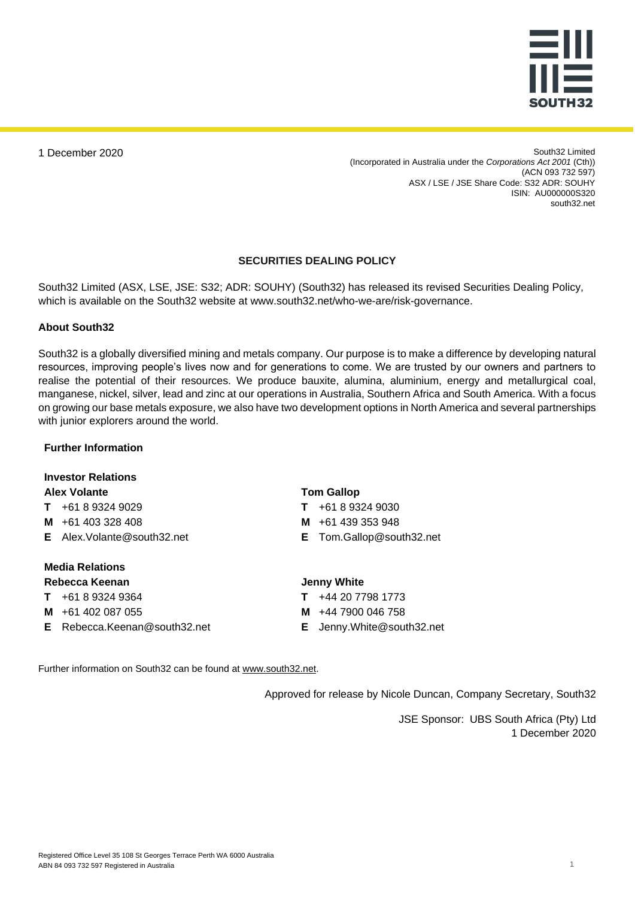1 December 2020

South32 Limited
(Incorporated in Australia under the *Corporations Act 2001* (Cth))
(ACN 093 732 597)
ASX / LSE / JSE Share Code: S32 ADR: SOUHY
ISIN: AU000000S320
south32.net

## SECURITIES DEALING POLICY

South32 Limited (ASX, LSE, JSE: S32; ADR: SOUHY) (South32) has released its revised Securities Dealing Policy, which is available on the South32 website at www.south32.net/who-we-are/risk-governance.

### About South32

South32 is a globally diversified mining and metals company. Our purpose is to make a difference by developing natural resources, improving people's lives now and for generations to come. We are trusted by our owners and partners to realise the potential of their resources. We produce bauxite, alumina, aluminium, energy and metallurgical coal, manganese, nickel, silver, lead and zinc at our operations in Australia, Southern Africa and South America. With a focus on growing our base metals exposure, we also have two development options in North America and several partnerships with junior explorers around the world.

### Further Information

**Investor Relations**

**Alex Volante**
**T** +61 8 9324 9029
**M** +61 403 328 408
**E** Alex.Volante@south32.net

**Tom Gallop**
**T** +61 8 9324 9030
**M** +61 439 353 948
**E** Tom.Gallop@south32.net

**Media Relations**

**Rebecca Keenan**
**T** +61 8 9324 9364
**M** +61 402 087 055
**E** Rebecca.Keenan@south32.net

**Jenny White**
**T** +44 20 7798 1773
**M** +44 7900 046 758
**E** Jenny.White@south32.net

Further information on South32 can be found at www.south32.net.

Approved for release by Nicole Duncan, Company Secretary, South32

JSE Sponsor: UBS South Africa (Pty) Ltd
1 December 2020

Registered Office Level 35 108 St Georges Terrace Perth WA 6000 Australia
ABN 84 093 732 597 Registered in Australia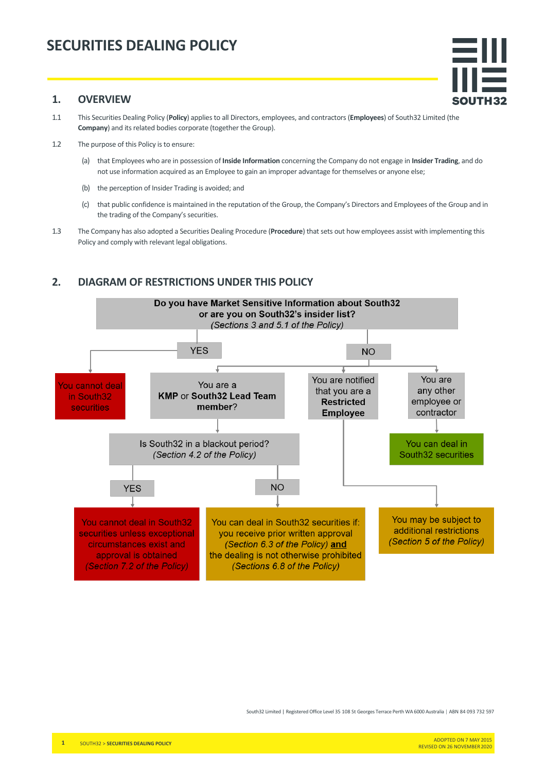# SECURITIES DEALING POLICY

## 1. OVERVIEW

1.1 This Securities Dealing Policy (**Policy**) applies to all Directors, employees, and contractors (**Employees**) of South32 Limited (the **Company**) and its related bodies corporate (together the Group).

1.2 The purpose of this Policy is to ensure:

(a) that Employees who are in possession of **Inside Information** concerning the Company do not engage in **Insider Trading**, and do not use information acquired as an Employee to gain an improper advantage for themselves or anyone else;

(b) the perception of Insider Trading is avoided; and

(c) that public confidence is maintained in the reputation of the Group, the Company's Directors and Employees of the Group and in the trading of the Company's securities.

1.3 The Company has also adopted a Securities Dealing Procedure (**Procedure**) that sets out how employees assist with implementing this Policy and comply with relevant legal obligations.

## 2. DIAGRAM OF RESTRICTIONS UNDER THIS POLICY

**Do you have Market Sensitive Information about South32 or are you on South32's insider list?**
*(Sections 3 and 5.1 of the Policy)*

- **YES** → You cannot deal in South32 securities
- **NO** →
  - You are a **KMP** or **South32 Lead Team member**?
    - Is South32 in a blackout period? *(Section 4.2 of the Policy)*
      - **YES** → You cannot deal in South32 securities unless exceptional circumstances exist and approval is obtained *(Section 7.2 of the Policy)*
      - **NO** → You can deal in South32 securities if: you receive prior written approval *(Section 6.3 of the Policy)* **and** the dealing is not otherwise prohibited *(Sections 6.8 of the Policy)*
  - You are notified that you are a **Restricted Employee** → You may be subject to additional restrictions *(Section 5 of the Policy)*
  - You are any other employee or contractor → You can deal in South32 securities

South32 Limited | Registered Office Level 35 108 St Georges Terrace Perth WA 6000 Australia | ABN 84 093 732 597

ADOPTED ON 7 MAY 2015
REVISED ON 26 NOVEMBER 2020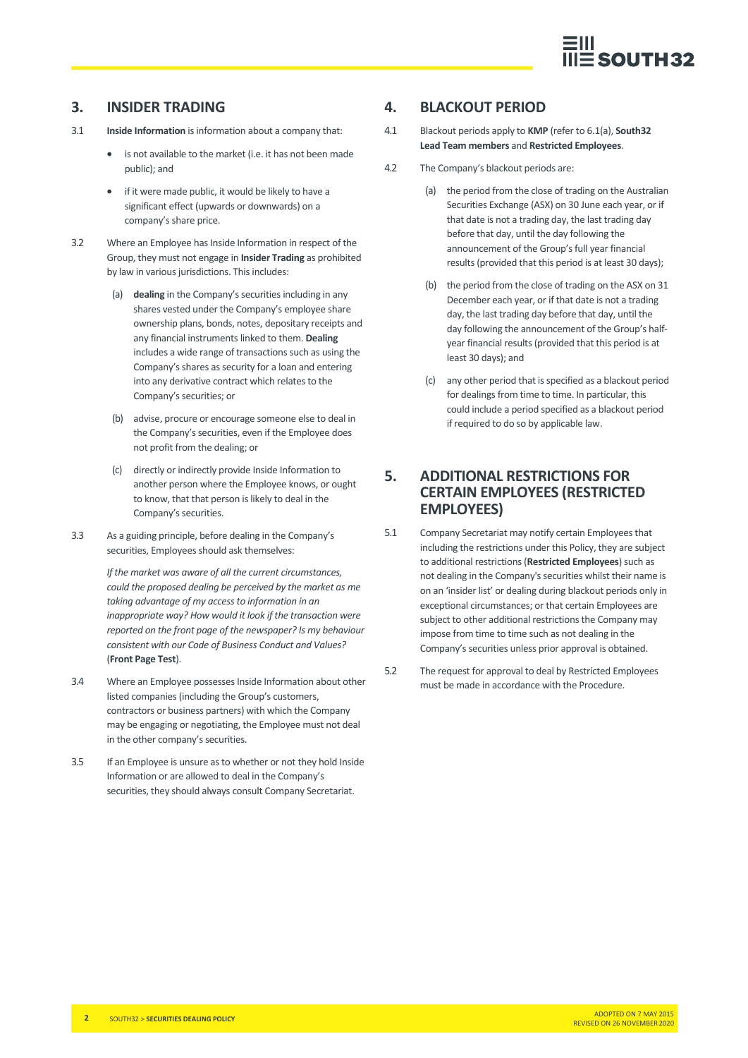## 3. INSIDER TRADING

3.1 **Inside Information** is information about a company that:

- is not available to the market (i.e. it has not been made public); and
- if it were made public, it would be likely to have a significant effect (upwards or downwards) on a company's share price.

3.2 Where an Employee has Inside Information in respect of the Group, they must not engage in **Insider Trading** as prohibited by law in various jurisdictions. This includes:

(a) **dealing** in the Company's securities including in any shares vested under the Company's employee share ownership plans, bonds, notes, depositary receipts and any financial instruments linked to them. **Dealing** includes a wide range of transactions such as using the Company's shares as security for a loan and entering into any derivative contract which relates to the Company's securities; or

(b) advise, procure or encourage someone else to deal in the Company's securities, even if the Employee does not profit from the dealing; or

(c) directly or indirectly provide Inside Information to another person where the Employee knows, or ought to know, that that person is likely to deal in the Company's securities.

3.3 As a guiding principle, before dealing in the Company's securities, Employees should ask themselves:

*If the market was aware of all the current circumstances, could the proposed dealing be perceived by the market as me taking advantage of my access to information in an inappropriate way? How would it look if the transaction were reported on the front page of the newspaper? Is my behaviour consistent with our Code of Business Conduct and Values?* (**Front Page Test**).

3.4 Where an Employee possesses Inside Information about other listed companies (including the Group's customers, contractors or business partners) with which the Company may be engaging or negotiating, the Employee must not deal in the other company's securities.

3.5 If an Employee is unsure as to whether or not they hold Inside Information or are allowed to deal in the Company's securities, they should always consult Company Secretariat.

## 4. BLACKOUT PERIOD

4.1 Blackout periods apply to **KMP** (refer to 6.1(a), **South32 Lead Team members** and **Restricted Employees**.

4.2 The Company's blackout periods are:

(a) the period from the close of trading on the Australian Securities Exchange (ASX) on 30 June each year, or if that date is not a trading day, the last trading day before that day, until the day following the announcement of the Group's full year financial results (provided that this period is at least 30 days);

(b) the period from the close of trading on the ASX on 31 December each year, or if that date is not a trading day, the last trading day before that day, until the day following the announcement of the Group's half-year financial results (provided that this period is at least 30 days); and

(c) any other period that is specified as a blackout period for dealings from time to time. In particular, this could include a period specified as a blackout period if required to do so by applicable law.

## 5. ADDITIONAL RESTRICTIONS FOR CERTAIN EMPLOYEES (RESTRICTED EMPLOYEES)

5.1 Company Secretariat may notify certain Employees that including the restrictions under this Policy, they are subject to additional restrictions (**Restricted Employees**) such as not dealing in the Company's securities whilst their name is on an 'insider list' or dealing during blackout periods only in exceptional circumstances; or that certain Employees are subject to other additional restrictions the Company may impose from time to time such as not dealing in the Company's securities unless prior approval is obtained.

5.2 The request for approval to deal by Restricted Employees must be made in accordance with the Procedure.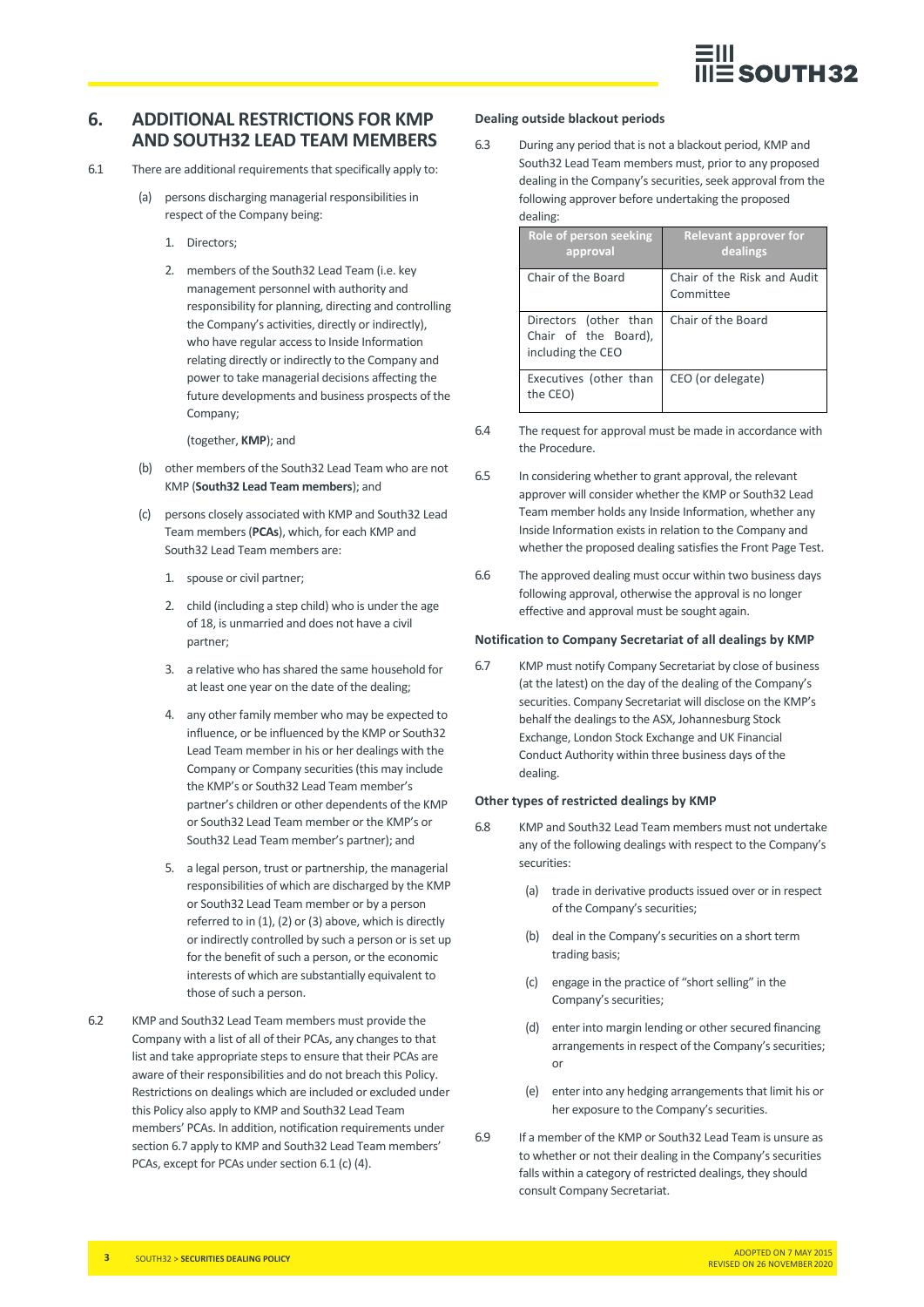## 6. ADDITIONAL RESTRICTIONS FOR KMP AND SOUTH32 LEAD TEAM MEMBERS

6.1 There are additional requirements that specifically apply to:

(a) persons discharging managerial responsibilities in respect of the Company being:

1. Directors;
2. members of the South32 Lead Team (i.e. key management personnel with authority and responsibility for planning, directing and controlling the Company's activities, directly or indirectly), who have regular access to Inside Information relating directly or indirectly to the Company and power to take managerial decisions affecting the future developments and business prospects of the Company;

(together, **KMP**); and

(b) other members of the South32 Lead Team who are not KMP (**South32 Lead Team members**); and

(c) persons closely associated with KMP and South32 Lead Team members (**PCAs**), which, for each KMP and South32 Lead Team members are:

1. spouse or civil partner;
2. child (including a step child) who is under the age of 18, is unmarried and does not have a civil partner;
3. a relative who has shared the same household for at least one year on the date of the dealing;
4. any other family member who may be expected to influence, or be influenced by the KMP or South32 Lead Team member in his or her dealings with the Company or Company securities (this may include the KMP's or South32 Lead Team member's partner's children or other dependents of the KMP or South32 Lead Team member or the KMP's or South32 Lead Team member's partner); and
5. a legal person, trust or partnership, the managerial responsibilities of which are discharged by the KMP or South32 Lead Team member or by a person referred to in (1), (2) or (3) above, which is directly or indirectly controlled by such a person or is set up for the benefit of such a person, or the economic interests of which are substantially equivalent to those of such a person.

6.2 KMP and South32 Lead Team members must provide the Company with a list of all of their PCAs, any changes to that list and take appropriate steps to ensure that their PCAs are aware of their responsibilities and do not breach this Policy. Restrictions on dealings which are included or excluded under this Policy also apply to KMP and South32 Lead Team members' PCAs. In addition, notification requirements under section 6.7 apply to KMP and South32 Lead Team members' PCAs, except for PCAs under section 6.1 (c) (4).

### Dealing outside blackout periods

6.3 During any period that is not a blackout period, KMP and South32 Lead Team members must, prior to any proposed dealing in the Company's securities, seek approval from the following approver before undertaking the proposed dealing:

| Role of person seeking approval | Relevant approver for dealings |
|---|---|
| Chair of the Board | Chair of the Risk and Audit Committee |
| Directors (other than Chair of the Board), including the CEO | Chair of the Board |
| Executives (other than the CEO) | CEO (or delegate) |

6.4 The request for approval must be made in accordance with the Procedure.

6.5 In considering whether to grant approval, the relevant approver will consider whether the KMP or South32 Lead Team member holds any Inside Information, whether any Inside Information exists in relation to the Company and whether the proposed dealing satisfies the Front Page Test.

6.6 The approved dealing must occur within two business days following approval, otherwise the approval is no longer effective and approval must be sought again.

### Notification to Company Secretariat of all dealings by KMP

6.7 KMP must notify Company Secretariat by close of business (at the latest) on the day of the dealing of the Company's securities. Company Secretariat will disclose on the KMP's behalf the dealings to the ASX, Johannesburg Stock Exchange, London Stock Exchange and UK Financial Conduct Authority within three business days of the dealing.

### Other types of restricted dealings by KMP

6.8 KMP and South32 Lead Team members must not undertake any of the following dealings with respect to the Company's securities:

(a) trade in derivative products issued over or in respect of the Company's securities;

(b) deal in the Company's securities on a short term trading basis;

(c) engage in the practice of "short selling" in the Company's securities;

(d) enter into margin lending or other secured financing arrangements in respect of the Company's securities; or

(e) enter into any hedging arrangements that limit his or her exposure to the Company's securities.

6.9 If a member of the KMP or South32 Lead Team is unsure as to whether or not their dealing in the Company's securities falls within a category of restricted dealings, they should consult Company Secretariat.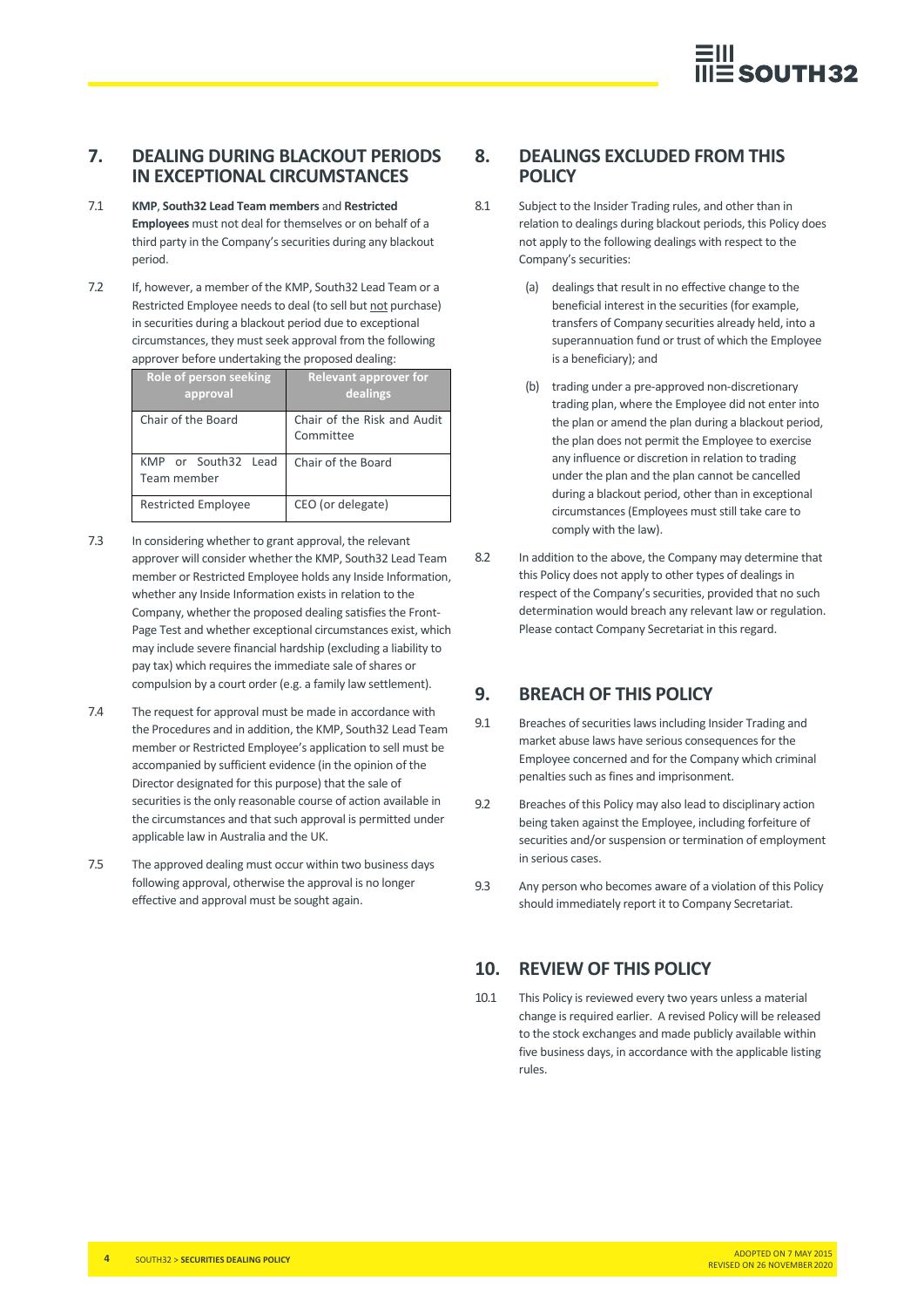## 7. DEALING DURING BLACKOUT PERIODS IN EXCEPTIONAL CIRCUMSTANCES

7.1 **KMP**, **South32 Lead Team members** and **Restricted Employees** must not deal for themselves or on behalf of a third party in the Company's securities during any blackout period.

7.2 If, however, a member of the KMP, South32 Lead Team or a Restricted Employee needs to deal (to sell but not purchase) in securities during a blackout period due to exceptional circumstances, they must seek approval from the following approver before undertaking the proposed dealing:

| Role of person seeking approval | Relevant approver for dealings |
|---|---|
| Chair of the Board | Chair of the Risk and Audit Committee |
| KMP or South32 Lead Team member | Chair of the Board |
| Restricted Employee | CEO (or delegate) |

7.3 In considering whether to grant approval, the relevant approver will consider whether the KMP, South32 Lead Team member or Restricted Employee holds any Inside Information, whether any Inside Information exists in relation to the Company, whether the proposed dealing satisfies the Front-Page Test and whether exceptional circumstances exist, which may include severe financial hardship (excluding a liability to pay tax) which requires the immediate sale of shares or compulsion by a court order (e.g. a family law settlement).

7.4 The request for approval must be made in accordance with the Procedures and in addition, the KMP, South32 Lead Team member or Restricted Employee's application to sell must be accompanied by sufficient evidence (in the opinion of the Director designated for this purpose) that the sale of securities is the only reasonable course of action available in the circumstances and that such approval is permitted under applicable law in Australia and the UK.

7.5 The approved dealing must occur within two business days following approval, otherwise the approval is no longer effective and approval must be sought again.

## 8. DEALINGS EXCLUDED FROM THIS POLICY

8.1 Subject to the Insider Trading rules, and other than in relation to dealings during blackout periods, this Policy does not apply to the following dealings with respect to the Company's securities:

(a) dealings that result in no effective change to the beneficial interest in the securities (for example, transfers of Company securities already held, into a superannuation fund or trust of which the Employee is a beneficiary); and

(b) trading under a pre-approved non-discretionary trading plan, where the Employee did not enter into the plan or amend the plan during a blackout period, the plan does not permit the Employee to exercise any influence or discretion in relation to trading under the plan and the plan cannot be cancelled during a blackout period, other than in exceptional circumstances (Employees must still take care to comply with the law).

8.2 In addition to the above, the Company may determine that this Policy does not apply to other types of dealings in respect of the Company's securities, provided that no such determination would breach any relevant law or regulation. Please contact Company Secretariat in this regard.

## 9. BREACH OF THIS POLICY

9.1 Breaches of securities laws including Insider Trading and market abuse laws have serious consequences for the Employee concerned and for the Company which criminal penalties such as fines and imprisonment.

9.2 Breaches of this Policy may also lead to disciplinary action being taken against the Employee, including forfeiture of securities and/or suspension or termination of employment in serious cases.

9.3 Any person who becomes aware of a violation of this Policy should immediately report it to Company Secretariat.

## 10. REVIEW OF THIS POLICY

10.1 This Policy is reviewed every two years unless a material change is required earlier. A revised Policy will be released to the stock exchanges and made publicly available within five business days, in accordance with the applicable listing rules.

ADOPTED ON 7 MAY 2015
REVISED ON 26 NOVEMBER 2020